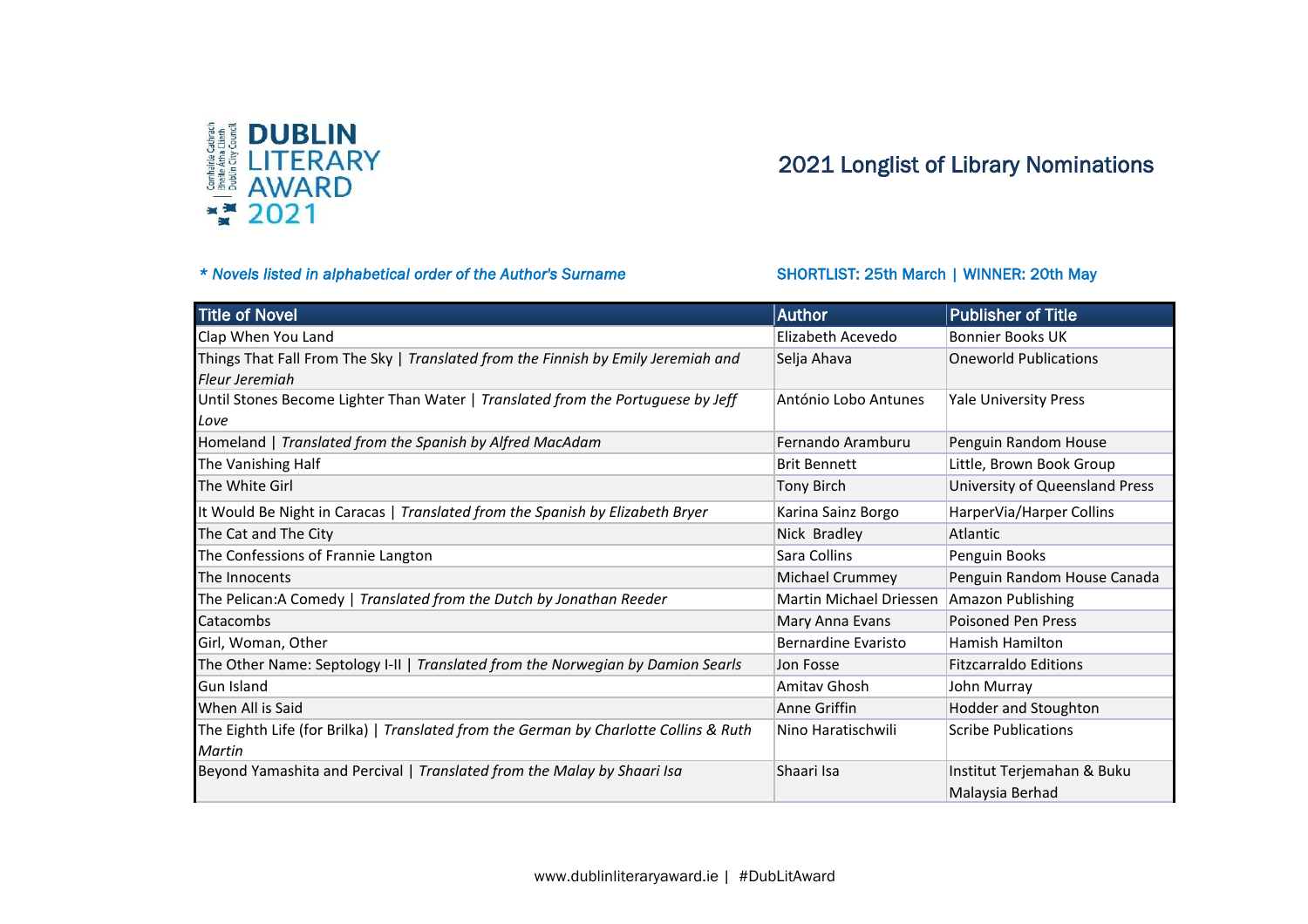# DUBLIN LITERARY AWARD 2021

## 2021 Longlist of Library Nominations

*\* Novels listed in alphabetical order of the Author's Surname*

**SHORTLIST: 25th March | WINNER: 20th May**

| Title of Novel | Author | Publisher of Title |
|---|---|---|
| Clap When You Land | Elizabeth Acevedo | Bonnier Books UK |
| Things That Fall From The Sky \| *Translated from the Finnish by Emily Jeremiah and Fleur Jeremiah* | Selja Ahava | Oneworld Publications |
| Until Stones Become Lighter Than Water \| *Translated from the Portuguese by Jeff Love* | António Lobo Antunes | Yale University Press |
| Homeland \| *Translated from the Spanish by Alfred MacAdam* | Fernando Aramburu | Penguin Random House |
| The Vanishing Half | Brit Bennett | Little, Brown Book Group |
| The White Girl | Tony Birch | University of Queensland Press |
| It Would Be Night in Caracas \| *Translated from the Spanish by Elizabeth Bryer* | Karina Sainz Borgo | HarperVia/Harper Collins |
| The Cat and The City | Nick Bradley | Atlantic |
| The Confessions of Frannie Langton | Sara Collins | Penguin Books |
| The Innocents | Michael Crummey | Penguin Random House Canada |
| The Pelican:A Comedy \| *Translated from the Dutch by Jonathan Reeder* | Martin Michael Driessen | Amazon Publishing |
| Catacombs | Mary Anna Evans | Poisoned Pen Press |
| Girl, Woman, Other | Bernardine Evaristo | Hamish Hamilton |
| The Other Name: Septology I-II \| *Translated from the Norwegian by Damion Searls* | Jon Fosse | Fitzcarraldo Editions |
| Gun Island | Amitav Ghosh | John Murray |
| When All is Said | Anne Griffin | Hodder and Stoughton |
| The Eighth Life (for Brilka) \| *Translated from the German by Charlotte Collins & Ruth Martin* | Nino Haratischwili | Scribe Publications |
| Beyond Yamashita and Percival \| *Translated from the Malay by Shaari Isa* | Shaari Isa | Institut Terjemahan & Buku Malaysia Berhad |

www.dublinliteraryaward.ie | #DubLitAward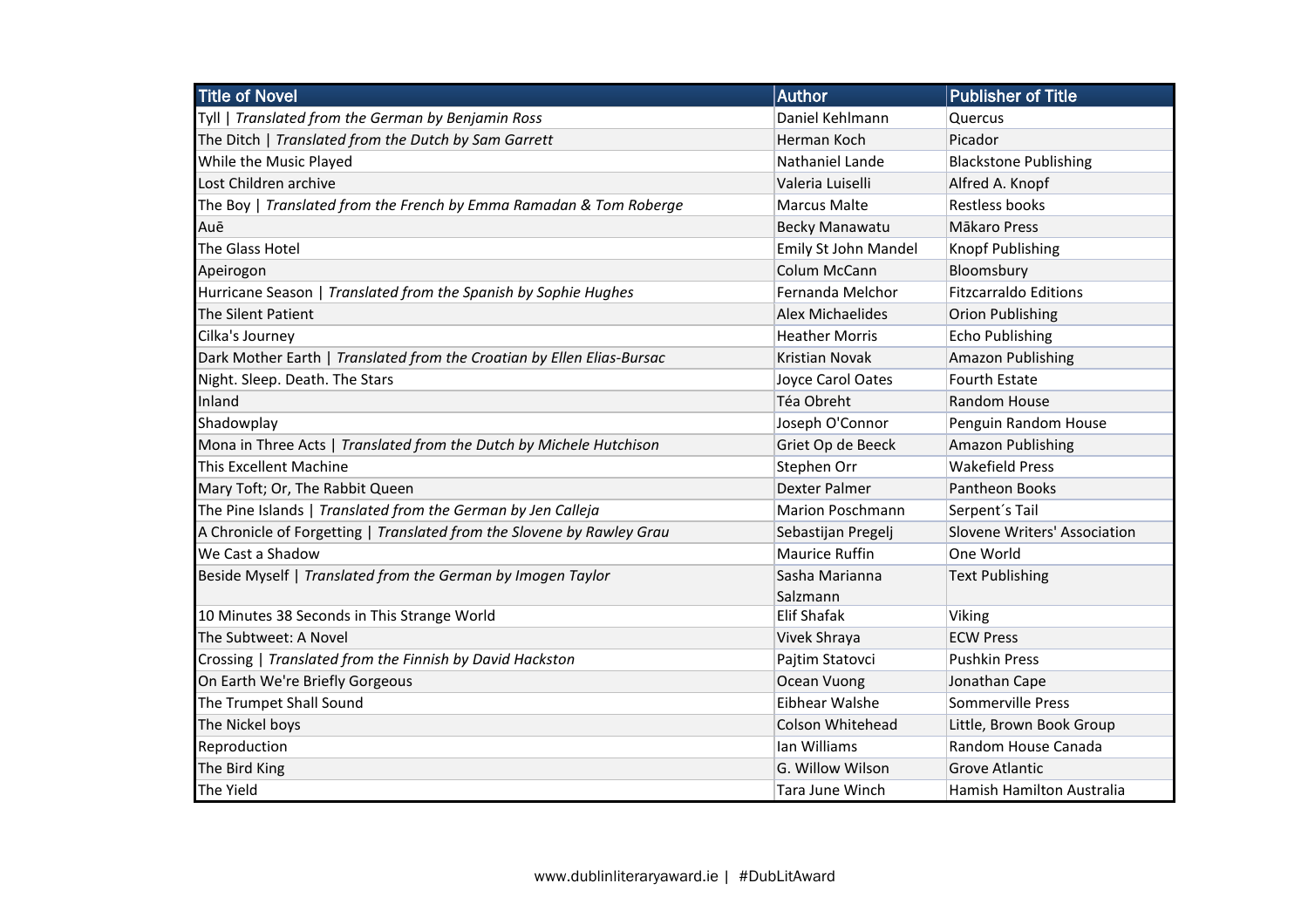| Title of Novel | Author | Publisher of Title |
|---|---|---|
| Tyll \| *Translated from the German by Benjamin Ross* | Daniel Kehlmann | Quercus |
| The Ditch \| *Translated from the Dutch by Sam Garrett* | Herman Koch | Picador |
| While the Music Played | Nathaniel Lande | Blackstone Publishing |
| Lost Children archive | Valeria Luiselli | Alfred A. Knopf |
| The Boy \| *Translated from the French by Emma Ramadan & Tom Roberge* | Marcus Malte | Restless books |
| Auē | Becky Manawatu | Mākaro Press |
| The Glass Hotel | Emily St John Mandel | Knopf Publishing |
| Apeirogon | Colum McCann | Bloomsbury |
| Hurricane Season \| *Translated from the Spanish by Sophie Hughes* | Fernanda Melchor | Fitzcarraldo Editions |
| The Silent Patient | Alex Michaelides | Orion Publishing |
| Cilka's Journey | Heather Morris | Echo Publishing |
| Dark Mother Earth \| *Translated from the Croatian by Ellen Elias-Bursac* | Kristian Novak | Amazon Publishing |
| Night. Sleep. Death. The Stars | Joyce Carol Oates | Fourth Estate |
| Inland | Téa Obreht | Random House |
| Shadowplay | Joseph O'Connor | Penguin Random House |
| Mona in Three Acts \| *Translated from the Dutch by Michele Hutchison* | Griet Op de Beeck | Amazon Publishing |
| This Excellent Machine | Stephen Orr | Wakefield Press |
| Mary Toft; Or, The Rabbit Queen | Dexter Palmer | Pantheon Books |
| The Pine Islands \| *Translated from the German by Jen Calleja* | Marion Poschmann | Serpent´s Tail |
| A Chronicle of Forgetting \| *Translated from the Slovene by Rawley Grau* | Sebastijan Pregelj | Slovene Writers' Association |
| We Cast a Shadow | Maurice Ruffin | One World |
| Beside Myself \| *Translated from the German by Imogen Taylor* | Sasha Marianna Salzmann | Text Publishing |
| 10 Minutes 38 Seconds in This Strange World | Elif Shafak | Viking |
| The Subtweet: A Novel | Vivek Shraya | ECW Press |
| Crossing \| *Translated from the Finnish by David Hackston* | Pajtim Statovci | Pushkin Press |
| On Earth We're Briefly Gorgeous | Ocean Vuong | Jonathan Cape |
| The Trumpet Shall Sound | Eibhear Walshe | Sommerville Press |
| The Nickel boys | Colson Whitehead | Little, Brown Book Group |
| Reproduction | Ian Williams | Random House Canada |
| The Bird King | G. Willow Wilson | Grove Atlantic |
| The Yield | Tara June Winch | Hamish Hamilton Australia |

www.dublinliteraryaward.ie | #DubLitAward